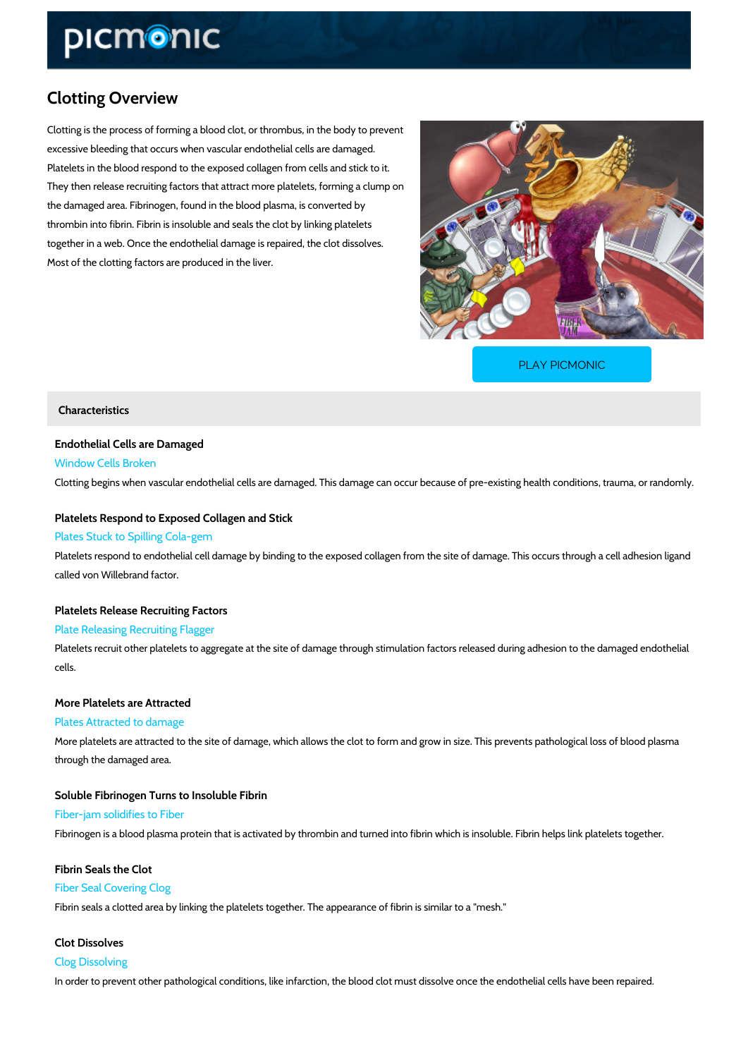# Clotting Overview

Clotting is the process of forming a blood clot, or thrombus, in the body to prevent excessive bleeding that occurs when vascular endothelial cells are damaged. Platelets in the blood respond to the exposed collagen from cells and stick to it. They then release recruiting factors that attract more platelets, forming a clump on the damaged area. Fibrinogen, found in the blood plasma, is converted by thrombin into fibrin. Fibrin is insoluble and seals the clot by linking platelets together in a web. Once the endothelial damage is repaired, the clot dissolves. Most of the clotting factors are produced in the liver.

PLAY PICMONIC

## Characteristics

### Endothelial Cells are Damaged

Window Cells Broken

Clotting begins when vascular endothelial cells are damaged. This damage can occur because of pre-existing health conditions, trauma, or randomly.

### Platelets Respond to Exposed Collagen and Stick

Plates Stuck to Spilling Cola-gem

Platelets respond to endothelial cell damage by binding to the exposed collagen from the site of damage. This occurs through a cell adhesion ligand called von Willebrand factor.

### Platelets Release Recruiting Factors

Plate Releasing Recruiting Flagger

Platelets recruit other platelets to aggregate at the site of damage through stimulation factors released during adhesion to the damaged endothelial cells.

### More Platelets are Attracted

Plates Attracted to damage

More platelets are attracted to the site of damage, which allows the clot to form and grow in size. This prevents pathological loss of blood plasma through the damaged area.

### Soluble Fibrinogen Turns to Insoluble Fibrin

Fiber-jam solidifies to Fiber

Fibrinogen is a blood plasma protein that is activated by thrombin and turned into fibrin which is insoluble. Fibrin helps link platelets together.

### Fibrin Seals the Clot

Fiber Seal Covering Clog

Fibrin seals a clotted area by linking the platelets together. The appearance of fibrin is similar to a "mesh."

### Clot Dissolves

Clog Dissolving

In order to prevent other pathological conditions, like infarction, the blood clot must dissolve once the endothelial cells have been repaired.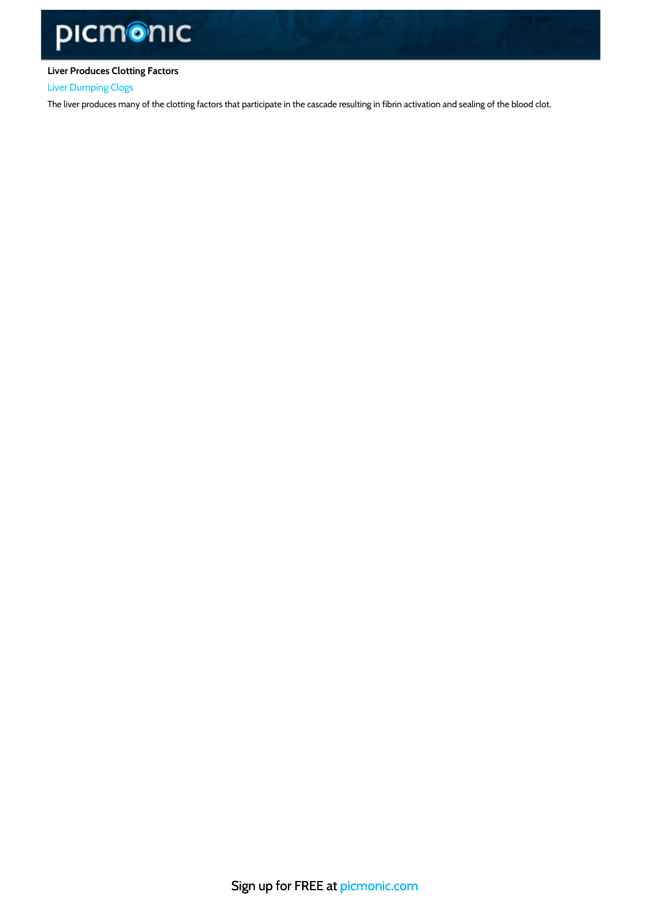**Liver Produces Clotting Factors**

Liver Dumping Clogs

The liver produces many of the clotting factors that participate in the cascade resulting in fibrin activation and sealing of the blood clot.